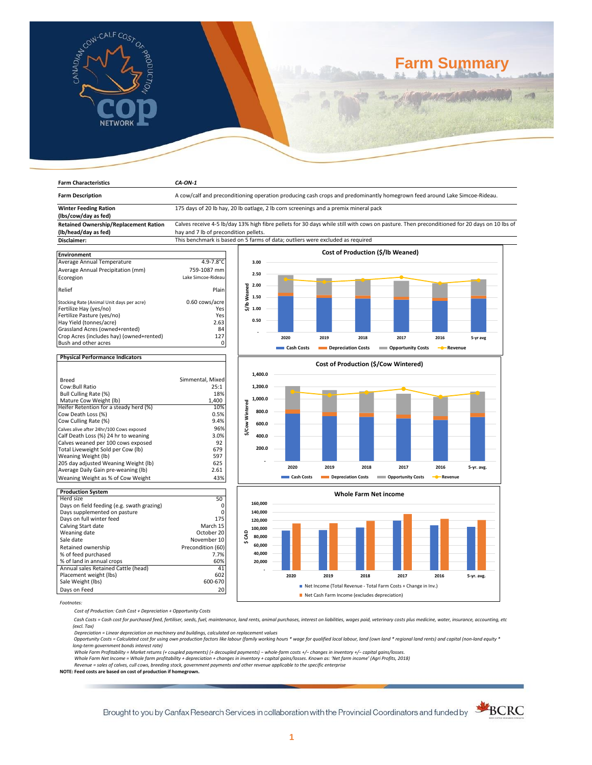# Farm Summary

| Farm Characteristics | CA-ON-1 |
|---|---|
| **Farm Description** | A cow/calf and preconditioning operation producing cash crops and predominantly homegrown feed around Lake Simcoe-Rideau. |
| **Winter Feeding Ration (lbs/cow/day as fed)** | 175 days of 20 lb hay, 20 lb oatlage, 2 lb corn screenings and a premix mineral pack |
| **Retained Ownership/Replacement Ration (lb/head/day as fed)** | Calves receive 4-5 lb/day 13% high fibre pellets for 30 days while still with cows on pasture. Then preconditioned for 20 days on 10 lbs of hay and 7 lb of precondition pellets. |
| **Disclaimer:** | This benchmark is based on 5 farms of data; outliers were excluded as required |

| Environment | |
|---|---|
| Average Annual Temperature | 4.9-7.8°C |
| Average Annual Precipitation (mm) | 759-1087 mm |
| Ecoregion | Lake Simcoe-Rideau |
| Relief | Plain |
| Stocking Rate (Animal Unit days per acre) | 0.60 cows/acre |
| Fertilize Hay (yes/no) | Yes |
| Fertilize Pasture (yes/no) | Yes |
| Hay Yield (tonnes/acre) | 2.63 |
| Grassland Acres (owned+rented) | 84 |
| Crop Acres (includes hay) (owned+rented) | 127 |
| Bush and other acres | 0 |

| Physical Performance Indicators | |
|---|---|
| Breed | Simmental, Mixed |
| Cow:Bull Ratio | 25:1 |
| Bull Culling Rate (%) | 18% |
| Mature Cow Weight (lb) | 1,400 |
| Heifer Retention for a steady herd (%) | 10% |
| Cow Death Loss (%) | 0.5% |
| Cow Culling Rate (%) | 9.4% |
| Calves alive after 24hr/100 Cows exposed | 96% |
| Calf Death Loss (%) 24 hr to weaning | 3.0% |
| Calves weaned per 100 cows exposed | 92 |
| Total Liveweight Sold per Cow (lb) | 679 |
| Weaning Weight (lb) | 597 |
| 205 day adjusted Weaning Weight (lb) | 625 |
| Average Daily Gain pre-weaning (lb) | 2.61 |
| Weaning Weight as % of Cow Weight | 43% |

| Production System | |
|---|---|
| Herd size | 50 |
| Days on field feeding (e.g. swath grazing) | 0 |
| Days supplemented on pasture | 0 |
| Days on full winter feed | 175 |
| Calving Start date | March 15 |
| Weaning date | October 20 |
| Sale date | November 10 |
| Retained ownership | Precondition (60) |
| % of feed purchased | 7.7% |
| % of land in annual crops | 60% |
| Annual sales Retained Cattle (head) | 41 |
| Placement weight (lbs) | 602 |
| Sale Weight (lbs) | 600-670 |
| Days on Feed | 20 |

**Cost of Production ($/lb Weaned)**

Legend: Cash Costs, Depreciation Costs, Opportunity Costs, Revenue (years 2020, 2019, 2018, 2017, 2016, 5-yr avg)

**Cost of Production ($/Cow Wintered)**

Legend: Cash Costs, Depreciation Costs, Opportunity Costs, Revenue (years 2020, 2019, 2018, 2017, 2016, 5-yr. avg.)

**Whole Farm Net income**

Legend: Net Income (Total Revenue - Total Farm Costs + Change in Inv.); Net Cash Farm Income (excludes depreciation) (years 2020, 2019, 2018, 2017, 2016, 5-yr. avg.)

*Footnotes:*

*Cost of Production: Cash Cost + Depreciation + Opportunity Costs*

*Cash Costs = Cash cost for purchased feed, fertiliser, seeds, fuel, maintenance, land rents, animal purchases, interest on liabilities, wages paid, veterinary costs plus medicine, water, insurance, accounting, etc (excl. Tax)*

*Depreciation = Linear depreciation on machinery and buildings, calculated on replacement values*

*Opportunity Costs = Calculated cost for using own production factors like labour (family working hours * wage for qualified local labour, land (own land * regional land rents) and capital (non-land equity * long-term government bonds interest rate)*

*Whole Farm Profitability = Market returns (+ coupled payments) (+ decoupled payments) – whole-farm costs +/– changes in inventory +/– capital gains/losses.*

*Whole Farm Net Income = Whole farm profitability + depreciation + changes in inventory + capital gains/losses. Known as: 'Net farm income' (Agri Profits, 2018)*

*Revenue = sales of calves, cull cows, breeding stock, government payments and other revenue applicable to the specific enterprise*

**NOTE: Feed costs are based on cost of production if homegrown.**

Brought to you by Canfax Research Services in collaboration with the Provincial Coordinators and funded by BCRC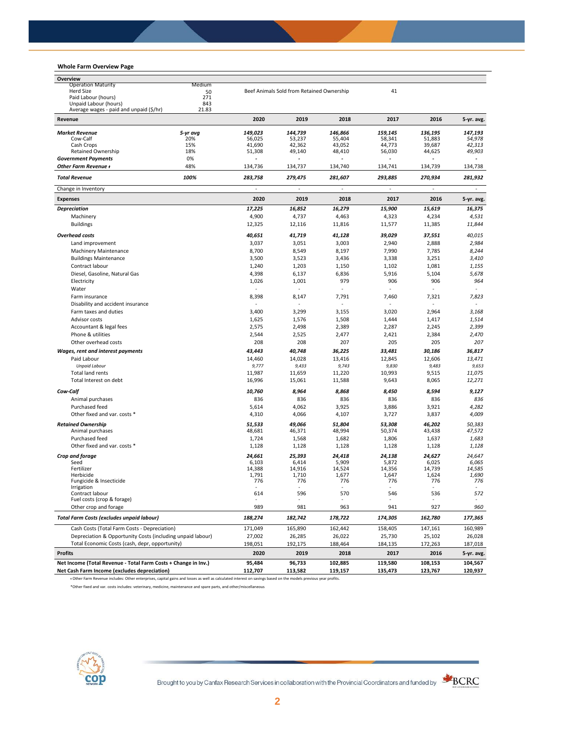## Whole Farm Overview Page

| Overview | | | | | | | | |
|---|---|---|---|---|---|---|---|---|
| Operation Maturity | Medium | | | | | | | |
| Herd Size | 50 | Beef Animals Sold from Retained Ownership | | | 41 | | | |
| Paid Labour (hours) | 271 | | | | | | | |
| Unpaid Labour (hours) | 843 | | | | | | | |
| Average wages - paid and unpaid ($/hr) | 21.83 | | | | | | | |

| **Revenue** | | **2020** | **2019** | **2018** | **2017** | **2016** | **5-yr. avg.** |
|---|---|---|---|---|---|---|---|
| ***Market Revenue*** | *5-yr avg* | *149,023* | *144,739* | *146,866* | *159,145* | *136,195* | *147,193* |
| Cow-Calf | 20% | 56,025 | 53,237 | 55,404 | 58,341 | 51,883 | *54,978* |
| Cash Crops | 15% | 41,690 | 42,362 | 43,052 | 44,773 | 39,687 | *42,313* |
| Retained Ownership | 18% | 51,308 | 49,140 | 48,410 | 56,030 | 44,625 | *49,903* |
| ***Government Payments*** | 0% | - | - | - | - | - | - |
| ***Other Farm Revenue ǂ*** | 48% | 134,736 | 134,737 | 134,740 | 134,741 | 134,739 | 134,738 |
| ***Total Revenue*** | ***100%*** | ***283,758*** | ***279,475*** | ***281,607*** | ***293,885*** | ***270,934*** | ***281,932*** |
| Change in Inventory | | - | - | - | - | - | - |

| **Expenses** | **2020** | **2019** | **2018** | **2017** | **2016** | **5-yr. avg.** |
|---|---|---|---|---|---|---|
| ***Depreciation*** | ***17,225*** | ***16,852*** | ***16,279*** | ***15,900*** | ***15,619*** | ***16,375*** |
| Machinery | 4,900 | 4,737 | 4,463 | 4,323 | 4,234 | *4,531* |
| Buildings | 12,325 | 12,116 | 11,816 | 11,577 | 11,385 | *11,844* |
| ***Overhead costs*** | ***40,651*** | ***41,719*** | ***41,128*** | ***39,029*** | ***37,551*** | *40,015* |
| Land improvement | 3,037 | 3,051 | 3,003 | 2,940 | 2,888 | *2,984* |
| Machinery Maintenance | 8,700 | 8,549 | 8,197 | 7,990 | 7,785 | *8,244* |
| Buildings Maintenance | 3,500 | 3,523 | 3,436 | 3,338 | 3,251 | *3,410* |
| Contract labour | 1,240 | 1,203 | 1,150 | 1,102 | 1,081 | *1,155* |
| Diesel, Gasoline, Natural Gas | 4,398 | 6,137 | 6,836 | 5,916 | 5,104 | *5,678* |
| Electricity | 1,026 | 1,001 | 979 | 906 | 906 | *964* |
| Water | - | - | - | - | - | - |
| Farm insurance | 8,398 | 8,147 | 7,791 | 7,460 | 7,321 | *7,823* |
| Disability and accident insurance | - | - | - | - | - | - |
| Farm taxes and duties | 3,400 | 3,299 | 3,155 | 3,020 | 2,964 | *3,168* |
| Advisor costs | 1,625 | 1,576 | 1,508 | 1,444 | 1,417 | *1,514* |
| Accountant & legal fees | 2,575 | 2,498 | 2,389 | 2,287 | 2,245 | *2,399* |
| Phone & utilities | 2,544 | 2,525 | 2,477 | 2,421 | 2,384 | *2,470* |
| Other overhead costs | 208 | 208 | 207 | 205 | 205 | *207* |
| ***Wages, rent and interest payments*** | ***43,443*** | ***40,748*** | ***36,225*** | ***33,481*** | ***30,186*** | ***36,817*** |
| Paid Labour | 14,460 | 14,028 | 13,416 | 12,845 | 12,606 | *13,471* |
| *Unpaid Labour* | *9,777* | *9,433* | *9,743* | *9,830* | *9,483* | *9,653* |
| Total land rents | 11,987 | 11,659 | 11,220 | 10,993 | 9,515 | *11,075* |
| Total Interest on debt | 16,996 | 15,061 | 11,588 | 9,643 | 8,065 | *12,271* |
| ***Cow-Calf*** | ***10,760*** | ***8,964*** | ***8,868*** | ***8,450*** | ***8,594*** | ***9,127*** |
| Animal purchases | 836 | 836 | 836 | 836 | 836 | *836* |
| Purchased feed | 5,614 | 4,062 | 3,925 | 3,886 | 3,921 | *4,282* |
| Other fixed and var. costs * | 4,310 | 4,066 | 4,107 | 3,727 | 3,837 | *4,009* |
| ***Retained Ownership*** | ***51,533*** | ***49,066*** | ***51,804*** | ***53,308*** | ***46,202*** | *50,383* |
| Animal purchases | 48,681 | 46,371 | 48,994 | 50,374 | 43,438 | *47,572* |
| Purchased feed | 1,724 | 1,568 | 1,682 | 1,806 | 1,637 | *1,683* |
| Other fixed and var. costs * | 1,128 | 1,128 | 1,128 | 1,128 | 1,128 | *1,128* |
| ***Crop and forage*** | ***24,661*** | ***25,393*** | ***24,418*** | ***24,138*** | ***24,627*** | *24,647* |
| Seed | 6,103 | 6,414 | 5,909 | 5,872 | 6,025 | *6,065* |
| Fertilizer | 14,388 | 14,916 | 14,524 | 14,356 | 14,739 | *14,585* |
| Herbicide | 1,791 | 1,710 | 1,677 | 1,647 | 1,624 | *1,690* |
| Fungicide & Insecticide | 776 | 776 | 776 | 776 | 776 | *776* |
| Irrigation | - | - | - | - | - | - |
| Contract labour | 614 | 596 | 570 | 546 | 536 | *572* |
| Fuel costs (crop & forage) | - | - | - | - | - | - |
| Other crop and forage | 989 | 981 | 963 | 941 | 927 | *960* |
| ***Total Farm Costs (excludes unpaid labour)*** | ***188,274*** | ***182,742*** | ***178,722*** | ***174,305*** | ***162,780*** | ***177,365*** |
| Cash Costs (Total Farm Costs - Depreciation) | 171,049 | 165,890 | 162,442 | 158,405 | 147,161 | 160,989 |
| Depreciation & Opportunity Costs (including unpaid labour) | 27,002 | 26,285 | 26,022 | 25,730 | 25,102 | 26,028 |
| Total Economic Costs (cash, depr, opportunity) | 198,051 | 192,175 | 188,464 | 184,135 | 172,263 | 187,018 |

| **Profits** | **2020** | **2019** | **2018** | **2017** | **2016** | **5-yr. avg.** |
|---|---|---|---|---|---|---|
| **Net Income (Total Revenue - Total Farm Costs + Change in Inv.)** | **95,484** | **96,733** | **102,885** | **119,580** | **108,153** | **104,567** |
| **Net Cash Farm Income (excludes depreciation)** | **112,707** | **113,582** | **119,157** | **135,473** | **123,767** | **120,937** |

ǂ Other Farm Revenue includes: Other enterprises, capital gains and losses as well as calculated interest on savings based on the models previous year profits.

*Other fixed and var. costs includes: veterinary, medicine, maintenance and spare parts, and other/miscellaneous

Brought to you by Canfax Research Services in collaboration with the Provincial Coordinators and funded by BCRC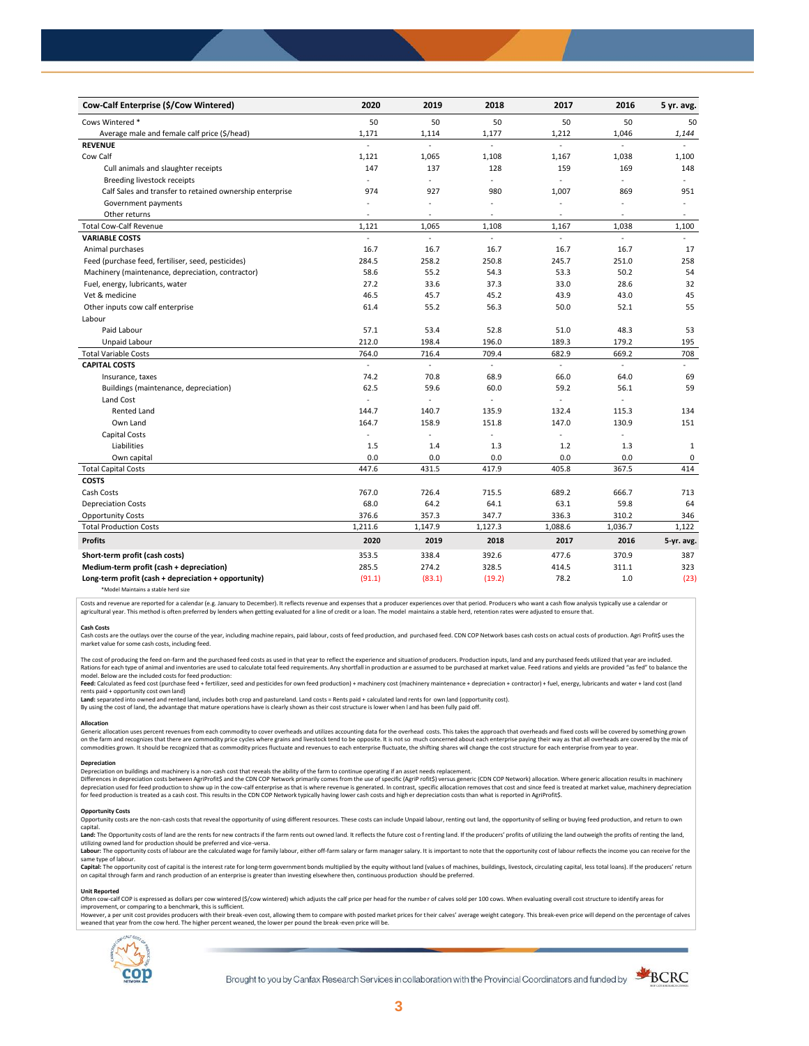| Cow-Calf Enterprise ($/Cow Wintered) | 2020 | 2019 | 2018 | 2017 | 2016 | 5 yr. avg. |
|---|---|---|---|---|---|---|
| Cows Wintered * | 50 | 50 | 50 | 50 | 50 | 50 |
| Average male and female calf price ($/head) | 1,171 | 1,114 | 1,177 | 1,212 | 1,046 | *1,144* |
| **REVENUE** | - | - | - | - | - | - |
| Cow Calf | 1,121 | 1,065 | 1,108 | 1,167 | 1,038 | 1,100 |
| Cull animals and slaughter receipts | 147 | 137 | 128 | 159 | 169 | 148 |
| Breeding livestock receipts | - | - | - | - | - | - |
| Calf Sales and transfer to retained ownership enterprise | 974 | 927 | 980 | 1,007 | 869 | 951 |
| Government payments | - | - | - | - | - | - |
| Other returns | - | - | - | - | - | - |
| Total Cow-Calf Revenue | 1,121 | 1,065 | 1,108 | 1,167 | 1,038 | 1,100 |
| **VARIABLE COSTS** | - | - | - | - | - | - |
| Animal purchases | 16.7 | 16.7 | 16.7 | 16.7 | 16.7 | 17 |
| Feed (purchase feed, fertiliser, seed, pesticides) | 284.5 | 258.2 | 250.8 | 245.7 | 251.0 | 258 |
| Machinery (maintenance, depreciation, contractor) | 58.6 | 55.2 | 54.3 | 53.3 | 50.2 | 54 |
| Fuel, energy, lubricants, water | 27.2 | 33.6 | 37.3 | 33.0 | 28.6 | 32 |
| Vet & medicine | 46.5 | 45.7 | 45.2 | 43.9 | 43.0 | 45 |
| Other inputs cow calf enterprise | 61.4 | 55.2 | 56.3 | 50.0 | 52.1 | 55 |
| Labour | | | | | | |
| Paid Labour | 57.1 | 53.4 | 52.8 | 51.0 | 48.3 | 53 |
| Unpaid Labour | 212.0 | 198.4 | 196.0 | 189.3 | 179.2 | 195 |
| Total Variable Costs | 764.0 | 716.4 | 709.4 | 682.9 | 669.2 | 708 |
| **CAPITAL COSTS** | - | - | - | - | - | - |
| Insurance, taxes | 74.2 | 70.8 | 68.9 | 66.0 | 64.0 | 69 |
| Buildings (maintenance, depreciation) | 62.5 | 59.6 | 60.0 | 59.2 | 56.1 | 59 |
| Land Cost | - | - | - | - | - | |
| Rented Land | 144.7 | 140.7 | 135.9 | 132.4 | 115.3 | 134 |
| Own Land | 164.7 | 158.9 | 151.8 | 147.0 | 130.9 | 151 |
| Capital Costs | - | - | - | - | - | |
| Liabilities | 1.5 | 1.4 | 1.3 | 1.2 | 1.3 | 1 |
| Own capital | 0.0 | 0.0 | 0.0 | 0.0 | 0.0 | 0 |
| Total Capital Costs | 447.6 | 431.5 | 417.9 | 405.8 | 367.5 | 414 |
| **COSTS** | | | | | | |
| Cash Costs | 767.0 | 726.4 | 715.5 | 689.2 | 666.7 | 713 |
| Depreciation Costs | 68.0 | 64.2 | 64.1 | 63.1 | 59.8 | 64 |
| Opportunity Costs | 376.6 | 357.3 | 347.7 | 336.3 | 310.2 | 346 |
| Total Production Costs | 1,211.6 | 1,147.9 | 1,127.3 | 1,088.6 | 1,036.7 | 1,122 |
| **Profits** | **2020** | **2019** | **2018** | **2017** | **2016** | **5-yr. avg.** |
| **Short-term profit (cash costs)** | 353.5 | 338.4 | 392.6 | 477.6 | 370.9 | 387 |
| **Medium-term profit (cash + depreciation)** | 285.5 | 274.2 | 328.5 | 414.5 | 311.1 | 323 |
| **Long-term profit (cash + depreciation + opportunity)** | (91.1) | (83.1) | (19.2) | 78.2 | 1.0 | (23) |

*Model Maintains a stable herd size

Costs and revenue are reported for a calendar (e.g. January to December). It reflects revenue and expenses that a producer experiences over that period. Producers who want a cash flow analysis typically use a calendar or agricultural year. This method is often preferred by lenders when getting evaluated for a line of credit or a loan. The model maintains a stable herd, retention rates were adjusted to ensure that.

**Cash Costs**
Cash costs are the outlays over the course of the year, including machine repairs, paid labour, costs of feed production, and purchased feed. CDN COP Network bases cash costs on actual costs of production. Agri Profit$ uses the market value for some cash costs, including feed.

The cost of producing the feed on-farm and the purchased feed costs as used in that year to reflect the experience and situation of producers. Production inputs, land and any purchased feeds utilized that year are included. Rations for each type of animal and inventories are used to calculate total feed requirements. Any shortfall in production are assumed to be purchased at market value. Feed rations and yields are provided "as fed" to balance the model. Below are the included costs for feed production:
**Feed:** Calculated as feed cost (purchase feed + fertilizer, seed and pesticides for own feed production) + machinery cost (machinery maintenance + depreciation + contractor) + fuel, energy, lubricants and water + land cost (land rents paid + opportunity cost own land)
**Land:** separated into owned and rented land, includes both crop and pastureland. Land costs = Rents paid + calculated land rents for own land (opportunity cost).
By using the cost of land, the advantage that mature operations have is clearly shown as their cost structure is lower when land has been fully paid off.

**Allocation**
Generic allocation uses percent revenues from each commodity to cover overheads and utilizes accounting data for the overhead costs. This takes the approach that overheads and fixed costs will be covered by something grown on the farm and recognizes that there are commodity price cycles where grains and livestock tend to be opposite. It is not so much concerned about each enterprise paying their way as that all overheads are covered by the mix of commodities grown. It should be recognized that as commodity prices fluctuate and revenues to each enterprise fluctuate, the shifting shares will change the cost structure for each enterprise from year to year.

**Depreciation**
Depreciation on buildings and machinery is a non-cash cost that reveals the ability of the farm to continue operating if an asset needs replacement.
Differences in depreciation costs between AgriProfit$ and the CDN COP Network primarily comes from the use of specific (AgriP rofit$) versus generic (CDN COP Network) allocation. Where generic allocation results in machinery depreciation used for feed production to show up in the cow-calf enterprise as that is where revenue is generated. In contrast, specific allocation removes that cost and since feed is treated at market value, machinery depreciation for feed production is treated as a cash cost. This results in the CDN COP Network typically having lower cash costs and higher depreciation costs than what is reported in AgriProfit$.

**Opportunity Costs**
Opportunity costs are the non-cash costs that reveal the opportunity of using different resources. These costs can include Unpaid labour, renting out land, the opportunity of selling or buying feed production, and return to own capital.
**Land:** The Opportunity costs of land are the rents for new contracts if the farm rents out owned land. It reflects the future cost of renting land. If the producers' profits of utilizing the land outweigh the profits of renting the land, utilizing owned land for production should be preferred and vice-versa.
**Labour:** The opportunity costs of labour are the calculated wage for family labour, either off-farm salary or farm manager salary. It is important to note that the opportunity cost of labour reflects the income you can receive for the same type of labour.
**Capital:** The opportunity cost of capital is the interest rate for long-term government bonds multiplied by the equity without land (values of machines, buildings, livestock, circulating capital, less total loans). If the producers' return on capital through farm and ranch production of an enterprise is greater than investing elsewhere then, continuous production should be preferred.

**Unit Reported**
Often cow-calf COP is expressed as dollars per cow wintered ($/cow wintered) which adjusts the calf price per head for the number of calves sold per 100 cows. When evaluating overall cost structure to identify areas for improvement, or comparing to a benchmark, this is sufficient.
However, a per unit cost provides producers with their break-even cost, allowing them to compare with posted market prices for their calves' average weight category. This break-even price will depend on the percentage of calves weaned that year from the cow herd. The higher percent weaned, the lower per pound the break-even price will be.

Brought to you by Canfax Research Services in collaboration with the Provincial Coordinators and funded by BCRC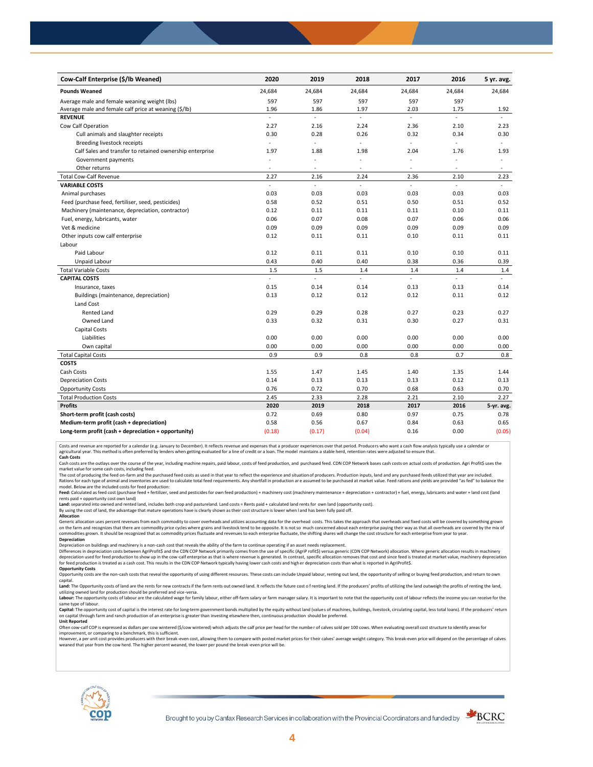| Cow-Calf Enterprise ($/lb Weaned) | 2020 | 2019 | 2018 | 2017 | 2016 | 5 yr. avg. |
|---|---|---|---|---|---|---|
| **Pounds Weaned** | 24,684 | 24,684 | 24,684 | 24,684 | 24,684 | 24,684 |
| Average male and female weaning weight (lbs) | 597 | 597 | 597 | 597 | 597 | |
| Average male and female calf price at weaning ($/lb) | 1.96 | 1.86 | 1.97 | 2.03 | 1.75 | 1.92 |
| **REVENUE** | - | - | - | - | - | - |
| Cow Calf Operation | 2.27 | 2.16 | 2.24 | 2.36 | 2.10 | 2.23 |
| Cull animals and slaughter receipts | 0.30 | 0.28 | 0.26 | 0.32 | 0.34 | 0.30 |
| Breeding livestock receipts | - | - | - | - | - | - |
| Calf Sales and transfer to retained ownership enterprise | 1.97 | 1.88 | 1.98 | 2.04 | 1.76 | 1.93 |
| Government payments | - | - | - | - | - | - |
| Other returns | - | - | - | - | - | - |
| Total Cow-Calf Revenue | 2.27 | 2.16 | 2.24 | 2.36 | 2.10 | 2.23 |
| **VARIABLE COSTS** | - | - | - | - | - | - |
| Animal purchases | 0.03 | 0.03 | 0.03 | 0.03 | 0.03 | 0.03 |
| Feed (purchase feed, fertiliser, seed, pesticides) | 0.58 | 0.52 | 0.51 | 0.50 | 0.51 | 0.52 |
| Machinery (maintenance, depreciation, contractor) | 0.12 | 0.11 | 0.11 | 0.11 | 0.10 | 0.11 |
| Fuel, energy, lubricants, water | 0.06 | 0.07 | 0.08 | 0.07 | 0.06 | 0.06 |
| Vet & medicine | 0.09 | 0.09 | 0.09 | 0.09 | 0.09 | 0.09 |
| Other inputs cow calf enterprise | 0.12 | 0.11 | 0.11 | 0.10 | 0.11 | 0.11 |
| Labour | | | | | | |
| Paid Labour | 0.12 | 0.11 | 0.11 | 0.10 | 0.10 | 0.11 |
| Unpaid Labour | 0.43 | 0.40 | 0.40 | 0.38 | 0.36 | 0.39 |
| Total Variable Costs | 1.5 | 1.5 | 1.4 | 1.4 | 1.4 | 1.4 |
| **CAPITAL COSTS** | - | - | - | - | - | - |
| Insurance, taxes | 0.15 | 0.14 | 0.14 | 0.13 | 0.13 | 0.14 |
| Buildings (maintenance, depreciation) | 0.13 | 0.12 | 0.12 | 0.12 | 0.11 | 0.12 |
| Land Cost | | | | | | |
| Rented Land | 0.29 | 0.29 | 0.28 | 0.27 | 0.23 | 0.27 |
| Owned Land | 0.33 | 0.32 | 0.31 | 0.30 | 0.27 | 0.31 |
| Capital Costs | | | | | | |
| Liabilities | 0.00 | 0.00 | 0.00 | 0.00 | 0.00 | 0.00 |
| Own capital | 0.00 | 0.00 | 0.00 | 0.00 | 0.00 | 0.00 |
| Total Capital Costs | 0.9 | 0.9 | 0.8 | 0.8 | 0.7 | 0.8 |
| **COSTS** | | | | | | |
| Cash Costs | 1.55 | 1.47 | 1.45 | 1.40 | 1.35 | 1.44 |
| Depreciation Costs | 0.14 | 0.13 | 0.13 | 0.13 | 0.12 | 0.13 |
| Opportunity Costs | 0.76 | 0.72 | 0.70 | 0.68 | 0.63 | 0.70 |
| Total Production Costs | 2.45 | 2.33 | 2.28 | 2.21 | 2.10 | 2.27 |
| **Profits** | **2020** | **2019** | **2018** | **2017** | **2016** | **5-yr. avg.** |
| **Short-term profit (cash costs)** | 0.72 | 0.69 | 0.80 | 0.97 | 0.75 | 0.78 |
| **Medium-term profit (cash + depreciation)** | 0.58 | 0.56 | 0.67 | 0.84 | 0.63 | 0.65 |
| **Long-term profit (cash + depreciation + opportunity)** | (0.18) | (0.17) | (0.04) | 0.16 | 0.00 | (0.05) |

Costs and revenue are reported for a calendar (e.g. January to December). It reflects revenue and expenses that a producer experiences over that period. Producers who want a cash flow analysis typically use a calendar or agricultural year. This method is often preferred by lenders when getting evaluated for a line of credit or a loan. The model maintains a stable herd, retention rates were adjusted to ensure that.

**Cash Costs**

Cash costs are the outlays over the course of the year, including machine repairs, paid labour, costs of feed production, and purchased feed. CDN COP Network bases cash costs on actual costs of production. Agri Profit$ uses the market value for some cash costs, including feed.

The cost of producing the feed on-farm and the purchased feed costs as used in that year to reflect the experience and situation of producers. Production inputs, land and any purchased feeds utilized that year are included. Rations for each type of animal and inventories are used to calculate total feed requirements. Any shortfall in production are assumed to be purchased at market value. Feed rations and yields are provided "as fed" to balance the model. Below are the included costs for feed production:

**Feed:** Calculated as feed cost (purchase feed + fertilizer, seed and pesticides for own feed production) + machinery cost (machinery maintenance + depreciation + contractor) + fuel, energy, lubricants and water + land cost (land rents paid + opportunity cost own land)

**Land:** separated into owned and rented land, includes both crop and pastureland. Land costs = Rents paid + calculated land rents for own land (opportunity cost).

By using the cost of land, the advantage that mature operations have is clearly shown as their cost structure is lower when land has been fully paid off.

**Allocation**

Generic allocation uses percent revenues from each commodity to cover overheads and utilizes accounting data for the overhead costs. This takes the approach that overheads and fixed costs will be covered by something grown on the farm and recognizes that there are commodity price cycles where grains and livestock tend to be opposite. It is not so much concerned about each enterprise paying their way as that all overheads are covered by the mix of commodities grown. It should be recognized that as commodity prices fluctuate and revenues to each enterprise fluctuate, the shifting shares will change the cost structure for each enterprise from year to year.

**Depreciation**

Depreciation on buildings and machinery is a non-cash cost that reveals the ability of the farm to continue operating if an asset needs replacement.

Differences in depreciation costs between AgriProfit$ and the CDN COP Network primarily comes from the use of specific (AgriP rofit$) versus generic (CDN COP Network) allocation. Where generic allocation results in machinery depreciation used for feed production to show up in the cow-calf enterprise as that is where revenue is generated. In contrast, specific allocation removes that cost and since feed is treated at market value, machinery depreciation for feed production is treated as a cash cost. This results in the CDN COP Network typically having lower cash costs and higher depreciation costs than what is reported in AgriProfit$.

**Opportunity Costs**

Opportunity costs are the non-cash costs that reveal the opportunity of using different resources. These costs can include Unpaid labour, renting out land, the opportunity of selling or buying feed production, and return to own capital.

**Land:** The Opportunity costs of land are the rents for new contracts if the farm rents out owned land. It reflects the future cost of renting land. If the producers' profits of utilizing the land outweigh the profits of renting the land, utilizing owned land for production should be preferred and vice-versa.

**Labour:** The opportunity costs of labour are the calculated wage for family labour, either off-farm salary or farm manager salary. It is important to note that the opportunity cost of labour reflects the income you can receive for the same type of labour.

**Capital:** The opportunity cost of capital is the interest rate for long-term government bonds multiplied by the equity without land (values of machines, buildings, livestock, circulating capital, less total loans). If the producers' return on capital through farm and ranch production of an enterprise is greater than investing elsewhere then, continuous production should be preferred.

**Unit Reported**

Often cow-calf COP is expressed as dollars per cow wintered ($/cow wintered) which adjusts the calf price per head for the number of calves sold per 100 cows. When evaluating overall cost structure to identify areas for improvement, or comparing to a benchmark, this is sufficient.

However, a per unit cost provides producers with their break-even cost, allowing them to compare with posted market prices for their calves' average weight category. This break-even price will depend on the percentage of calves weaned that year from the cow herd. The higher percent weaned, the lower per pound the break-even price will be.

Brought to you by Canfax Research Services in collaboration with the Provincial Coordinators and funded by BCRC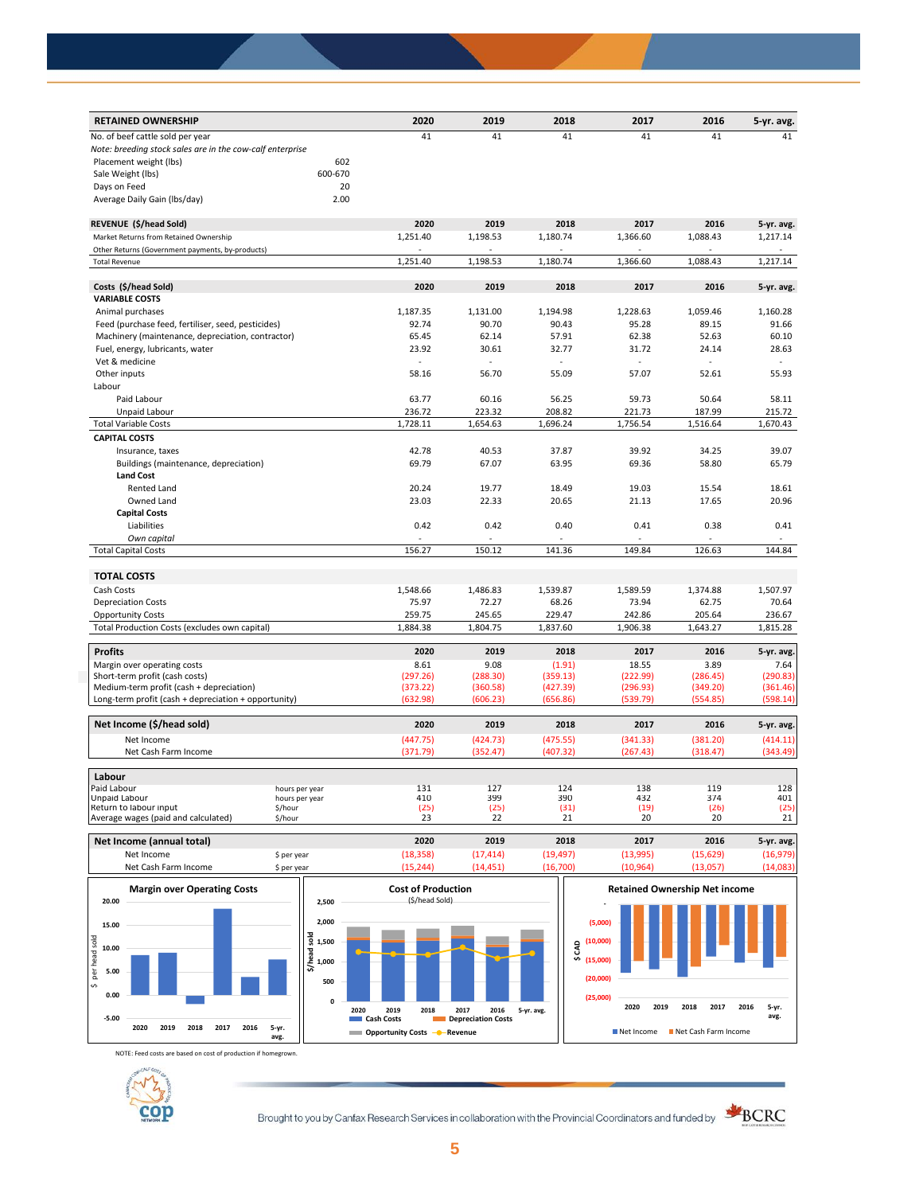| RETAINED OWNERSHIP | | 2020 | 2019 | 2018 | 2017 | 2016 | 5-yr. avg. |
|---|---|---|---|---|---|---|---|
| No. of beef cattle sold per year | | 41 | 41 | 41 | 41 | 41 | 41 |
| *Note: breeding stock sales are in the cow-calf enterprise* | | | | | | | |
| Placement weight (lbs) | 602 | | | | | | |
| Sale Weight (lbs) | 600-670 | | | | | | |
| Days on Feed | 20 | | | | | | |
| Average Daily Gain (lbs/day) | 2.00 | | | | | | |

| REVENUE ($/head Sold) | 2020 | 2019 | 2018 | 2017 | 2016 | 5-yr. avg. |
|---|---|---|---|---|---|---|
| Market Returns from Retained Ownership | 1,251.40 | 1,198.53 | 1,180.74 | 1,366.60 | 1,088.43 | 1,217.14 |
| Other Returns (Government payments, by-products) | - | - | - | - | - | - |
| Total Revenue | 1,251.40 | 1,198.53 | 1,180.74 | 1,366.60 | 1,088.43 | 1,217.14 |

| Costs ($/head Sold) | 2020 | 2019 | 2018 | 2017 | 2016 | 5-yr. avg. |
|---|---|---|---|---|---|---|
| **VARIABLE COSTS** | | | | | | |
| Animal purchases | 1,187.35 | 1,131.00 | 1,194.98 | 1,228.63 | 1,059.46 | 1,160.28 |
| Feed (purchase feed, fertiliser, seed, pesticides) | 92.74 | 90.70 | 90.43 | 95.28 | 89.15 | 91.66 |
| Machinery (maintenance, depreciation, contractor) | 65.45 | 62.14 | 57.91 | 62.38 | 52.63 | 60.10 |
| Fuel, energy, lubricants, water | 23.92 | 30.61 | 32.77 | 31.72 | 24.14 | 28.63 |
| Vet & medicine | - | - | - | - | - | - |
| Other inputs | 58.16 | 56.70 | 55.09 | 57.07 | 52.61 | 55.93 |
| Labour | | | | | | |
| Paid Labour | 63.77 | 60.16 | 56.25 | 59.73 | 50.64 | 58.11 |
| Unpaid Labour | 236.72 | 223.32 | 208.82 | 221.73 | 187.99 | 215.72 |
| Total Variable Costs | 1,728.11 | 1,654.63 | 1,696.24 | 1,756.54 | 1,516.64 | 1,670.43 |
| **CAPITAL COSTS** | | | | | | |
| Insurance, taxes | 42.78 | 40.53 | 37.87 | 39.92 | 34.25 | 39.07 |
| Buildings (maintenance, depreciation) | 69.79 | 67.07 | 63.95 | 69.36 | 58.80 | 65.79 |
| **Land Cost** | | | | | | |
| Rented Land | 20.24 | 19.77 | 18.49 | 19.03 | 15.54 | 18.61 |
| Owned Land | 23.03 | 22.33 | 20.65 | 21.13 | 17.65 | 20.96 |
| **Capital Costs** | | | | | | |
| Liabilities | 0.42 | 0.42 | 0.40 | 0.41 | 0.38 | 0.41 |
| *Own capital* | - | - | - | - | - | - |
| Total Capital Costs | 156.27 | 150.12 | 141.36 | 149.84 | 126.63 | 144.84 |

| TOTAL COSTS | 2020 | 2019 | 2018 | 2017 | 2016 | 5-yr. avg. |
|---|---|---|---|---|---|---|
| Cash Costs | 1,548.66 | 1,486.83 | 1,539.87 | 1,589.59 | 1,374.88 | 1,507.97 |
| Depreciation Costs | 75.97 | 72.27 | 68.26 | 73.94 | 62.75 | 70.64 |
| Opportunity Costs | 259.75 | 245.65 | 229.47 | 242.86 | 205.64 | 236.67 |
| Total Production Costs (excludes own capital) | 1,884.38 | 1,804.75 | 1,837.60 | 1,906.38 | 1,643.27 | 1,815.28 |

| Profits | 2020 | 2019 | 2018 | 2017 | 2016 | 5-yr. avg. |
|---|---|---|---|---|---|---|
| Margin over operating costs | 8.61 | 9.08 | (1.91) | 18.55 | 3.89 | 7.64 |
| Short-term profit (cash costs) | (297.26) | (288.30) | (359.13) | (222.99) | (286.45) | (290.83) |
| Medium-term profit (cash + depreciation) | (373.22) | (360.58) | (427.39) | (296.93) | (349.20) | (361.46) |
| Long-term profit (cash + depreciation + opportunity) | (632.98) | (606.23) | (656.86) | (539.79) | (554.85) | (598.14) |

| Net Income ($/head sold) | 2020 | 2019 | 2018 | 2017 | 2016 | 5-yr. avg. |
|---|---|---|---|---|---|---|
| Net Income | (447.75) | (424.73) | (475.55) | (341.33) | (381.20) | (414.11) |
| Net Cash Farm Income | (371.79) | (352.47) | (407.32) | (267.43) | (318.47) | (343.49) |

| Labour | | 2020 | 2019 | 2018 | 2017 | 2016 | 5-yr. avg. |
|---|---|---|---|---|---|---|---|
| Paid Labour | hours per year | 131 | 127 | 124 | 138 | 119 | 128 |
| Unpaid Labour | hours per year | 410 | 399 | 390 | 432 | 374 | 401 |
| Return to labour input | $/hour | (25) | (25) | (31) | (19) | (26) | (25) |
| Average wages (paid and calculated) | $/hour | 23 | 22 | 21 | 20 | 20 | 21 |

| Net Income (annual total) | | 2020 | 2019 | 2018 | 2017 | 2016 | 5-yr. avg. |
|---|---|---|---|---|---|---|---|
| Net Income | $ per year | (18,358) | (17,414) | (19,497) | (13,995) | (15,629) | (16,979) |
| Net Cash Farm Income | $ per year | (15,244) | (14,451) | (16,700) | (10,964) | (13,057) | (14,083) |

NOTE: Feed costs are based on cost of production if homegrown.

Brought to you by Canfax Research Services in collaboration with the Provincial Coordinators and funded by BCRC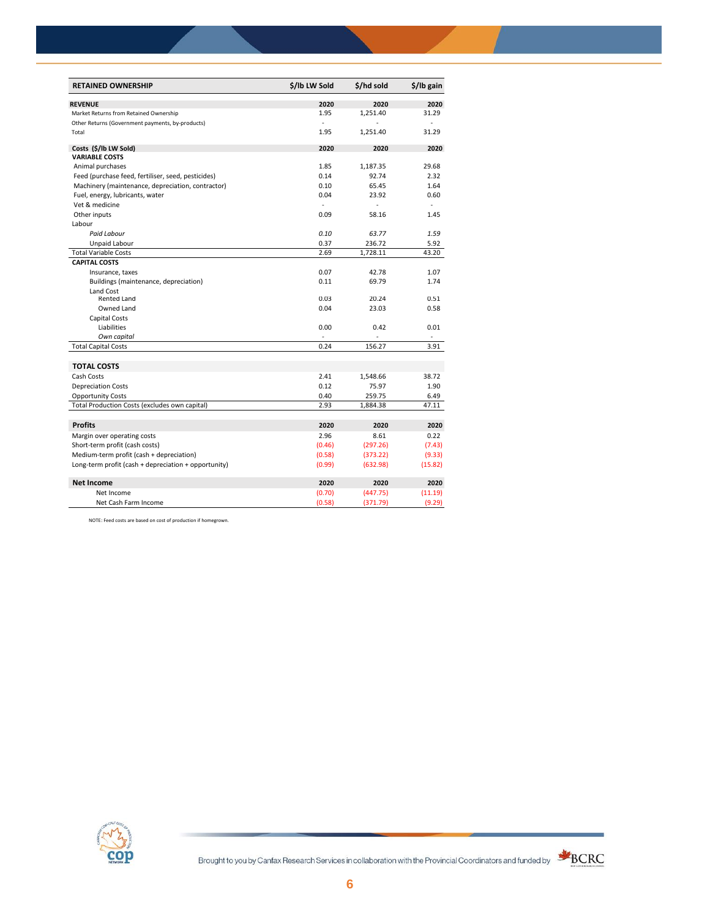| RETAINED OWNERSHIP | $/lb LW Sold | $/hd sold | $/lb gain |
|---|---|---|---|
| **REVENUE** | **2020** | **2020** | **2020** |
| Market Returns from Retained Ownership | 1.95 | 1,251.40 | 31.29 |
| Other Returns (Government payments, by-products) | - | - | - |
| Total | 1.95 | 1,251.40 | 31.29 |
| **Costs ($/lb LW Sold)** | **2020** | **2020** | **2020** |
| **VARIABLE COSTS** | | | |
| Animal purchases | 1.85 | 1,187.35 | 29.68 |
| Feed (purchase feed, fertiliser, seed, pesticides) | 0.14 | 92.74 | 2.32 |
| Machinery (maintenance, depreciation, contractor) | 0.10 | 65.45 | 1.64 |
| Fuel, energy, lubricants, water | 0.04 | 23.92 | 0.60 |
| Vet & medicine | - | - | - |
| Other inputs | 0.09 | 58.16 | 1.45 |
| Labour | | | |
| *Paid Labour* | *0.10* | *63.77* | *1.59* |
| Unpaid Labour | 0.37 | 236.72 | 5.92 |
| Total Variable Costs | 2.69 | 1,728.11 | 43.20 |
| **CAPITAL COSTS** | | | |
| Insurance, taxes | 0.07 | 42.78 | 1.07 |
| Buildings (maintenance, depreciation) | 0.11 | 69.79 | 1.74 |
| Land Cost | | | |
| Rented Land | 0.03 | 20.24 | 0.51 |
| Owned Land | 0.04 | 23.03 | 0.58 |
| Capital Costs | | | |
| Liabilities | 0.00 | 0.42 | 0.01 |
| *Own capital* | - | - | - |
| Total Capital Costs | 0.24 | 156.27 | 3.91 |
| **TOTAL COSTS** | | | |
| Cash Costs | 2.41 | 1,548.66 | 38.72 |
| Depreciation Costs | 0.12 | 75.97 | 1.90 |
| Opportunity Costs | 0.40 | 259.75 | 6.49 |
| Total Production Costs (excludes own capital) | 2.93 | 1,884.38 | 47.11 |
| **Profits** | **2020** | **2020** | **2020** |
| Margin over operating costs | 2.96 | 8.61 | 0.22 |
| Short-term profit (cash costs) | (0.46) | (297.26) | (7.43) |
| Medium-term profit (cash + depreciation) | (0.58) | (373.22) | (9.33) |
| Long-term profit (cash + depreciation + opportunity) | (0.99) | (632.98) | (15.82) |
| **Net Income** | **2020** | **2020** | **2020** |
| Net Income | (0.70) | (447.75) | (11.19) |
| Net Cash Farm Income | (0.58) | (371.79) | (9.29) |

NOTE: Feed costs are based on cost of production if homegrown.

Brought to you by Canfax Research Services in collaboration with the Provincial Coordinators and funded by BCRC